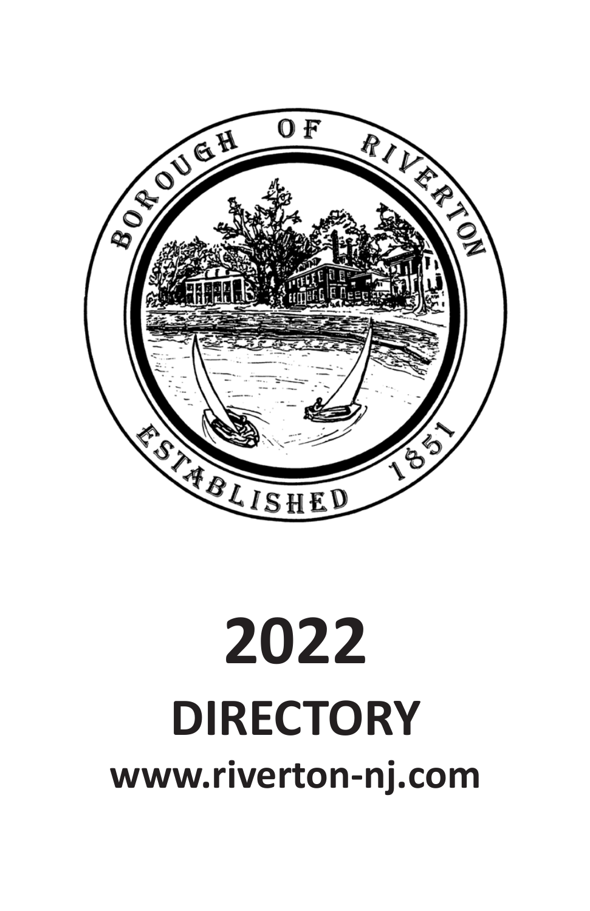BOROUGH OF RIVERTON

ESTABLISHED 1851

# 2022

## DIRECTORY

### www.riverton-nj.com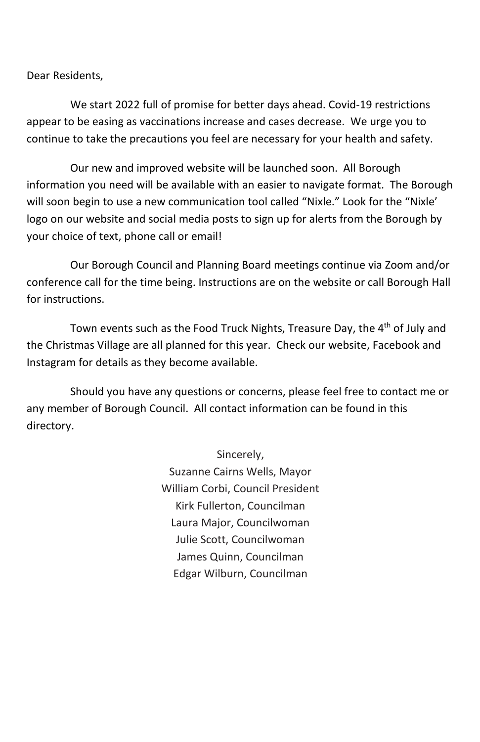Dear Residents,

We start 2022 full of promise for better days ahead. Covid-19 restrictions appear to be easing as vaccinations increase and cases decrease. We urge you to continue to take the precautions you feel are necessary for your health and safety.

Our new and improved website will be launched soon. All Borough information you need will be available with an easier to navigate format. The Borough will soon begin to use a new communication tool called "Nixle." Look for the "Nixle' logo on our website and social media posts to sign up for alerts from the Borough by your choice of text, phone call or email!

Our Borough Council and Planning Board meetings continue via Zoom and/or conference call for the time being. Instructions are on the website or call Borough Hall for instructions.

Town events such as the Food Truck Nights, Treasure Day, the 4th of July and the Christmas Village are all planned for this year. Check our website, Facebook and Instagram for details as they become available.

Should you have any questions or concerns, please feel free to contact me or any member of Borough Council. All contact information can be found in this directory.

Sincerely,
Suzanne Cairns Wells, Mayor
William Corbi, Council President
Kirk Fullerton, Councilman
Laura Major, Councilwoman
Julie Scott, Councilwoman
James Quinn, Councilman
Edgar Wilburn, Councilman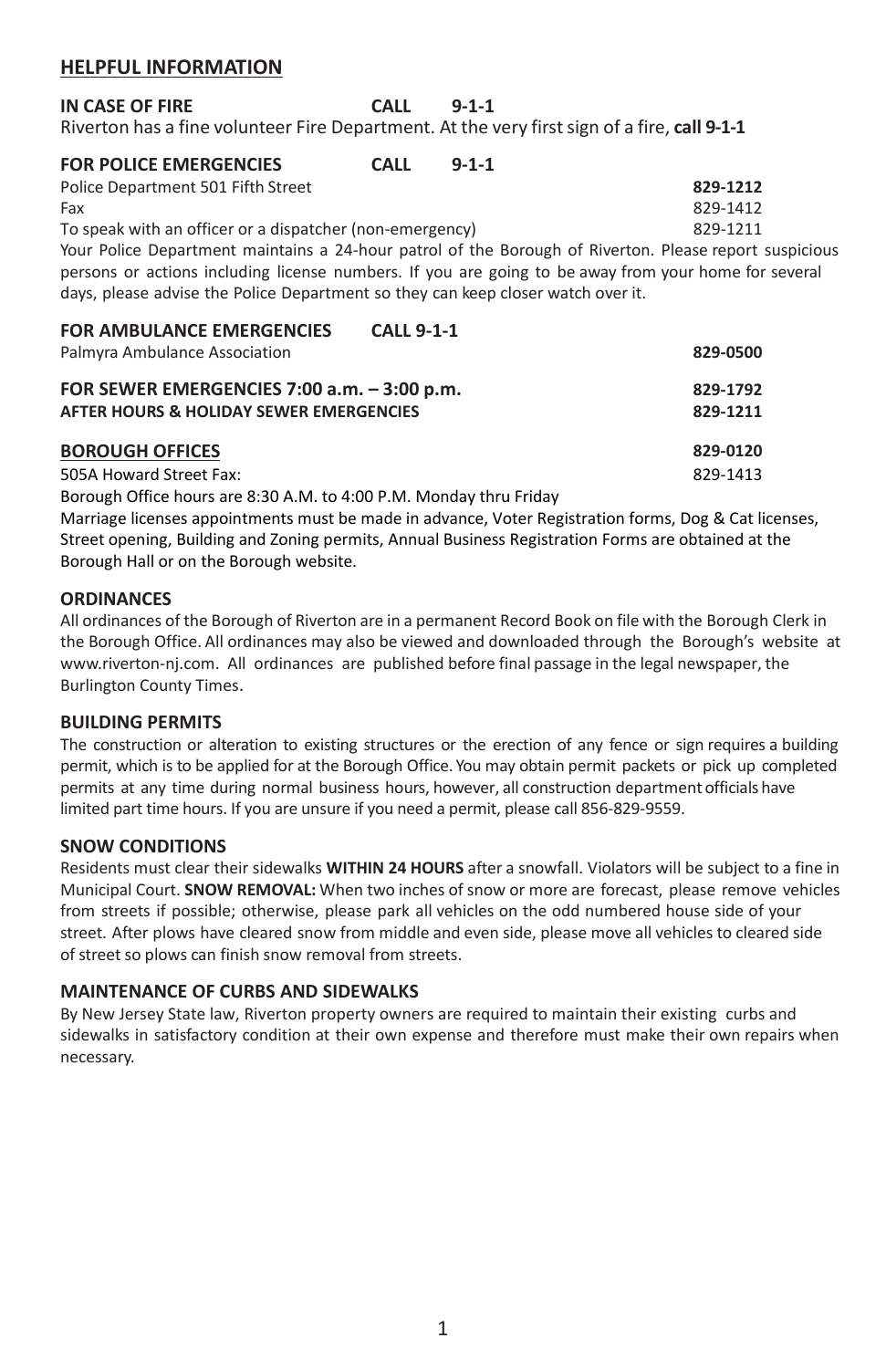## HELPFUL INFORMATION

**IN CASE OF FIRE CALL 9-1-1**

Riverton has a fine volunteer Fire Department. At the very first sign of a fire, **call 9-1-1**

**FOR POLICE EMERGENCIES CALL 9-1-1**

| | |
|---|---|
| Police Department 501 Fifth Street | **829-1212** |
| Fax | 829-1412 |
| To speak with an officer or a dispatcher (non-emergency) | 829-1211 |

Your Police Department maintains a 24-hour patrol of the Borough of Riverton. Please report suspicious persons or actions including license numbers. If you are going to be away from your home for several days, please advise the Police Department so they can keep closer watch over it.

**FOR AMBULANCE EMERGENCIES CALL 9-1-1**

| | |
|---|---|
| Palmyra Ambulance Association | **829-0500** |

| | |
|---|---|
| **FOR SEWER EMERGENCIES 7:00 a.m. – 3:00 p.m.** | **829-1792** |
| **AFTER HOURS & HOLIDAY SEWER EMERGENCIES** | **829-1211** |

| | |
|---|---|
| **BOROUGH OFFICES** | **829-0120** |
| 505A Howard Street Fax: | 829-1413 |

Borough Office hours are 8:30 A.M. to 4:00 P.M. Monday thru Friday

Marriage licenses appointments must be made in advance, Voter Registration forms, Dog & Cat licenses, Street opening, Building and Zoning permits, Annual Business Registration Forms are obtained at the Borough Hall or on the Borough website.

### ORDINANCES

All ordinances of the Borough of Riverton are in a permanent Record Book on file with the Borough Clerk in the Borough Office. All ordinances may also be viewed and downloaded through the Borough's website at www.riverton-nj.com. All ordinances are published before final passage in the legal newspaper, the Burlington County Times.

### BUILDING PERMITS

The construction or alteration to existing structures or the erection of any fence or sign requires a building permit, which is to be applied for at the Borough Office. You may obtain permit packets or pick up completed permits at any time during normal business hours, however, all construction department officials have limited part time hours. If you are unsure if you need a permit, please call 856-829-9559.

### SNOW CONDITIONS

Residents must clear their sidewalks **WITHIN 24 HOURS** after a snowfall. Violators will be subject to a fine in Municipal Court. **SNOW REMOVAL:** When two inches of snow or more are forecast, please remove vehicles from streets if possible; otherwise, please park all vehicles on the odd numbered house side of your street. After plows have cleared snow from middle and even side, please move all vehicles to cleared side of street so plows can finish snow removal from streets.

### MAINTENANCE OF CURBS AND SIDEWALKS

By New Jersey State law, Riverton property owners are required to maintain their existing curbs and sidewalks in satisfactory condition at their own expense and therefore must make their own repairs when necessary.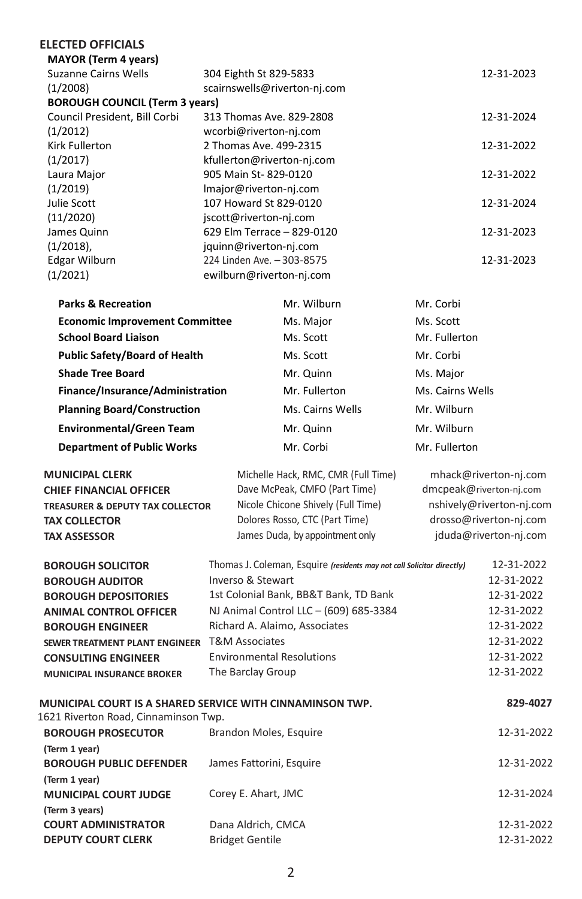## ELECTED OFFICIALS

**MAYOR (Term 4 years)**

| Name | Address / Email | Term Expires |
|---|---|---|
| Suzanne Cairns Wells (1/2008) | 304 Eighth St 829-5833 scairnswells@riverton-nj.com | 12-31-2023 |

**BOROUGH COUNCIL (Term 3 years)**

| Name | Address / Email | Term Expires |
|---|---|---|
| Council President, Bill Corbi (1/2012) | 313 Thomas Ave. 829-2808 wcorbi@riverton-nj.com | 12-31-2024 |
| Kirk Fullerton (1/2017) | 2 Thomas Ave. 499-2315 kfullerton@riverton-nj.com | 12-31-2022 |
| Laura Major (1/2019) | 905 Main St- 829-0120 lmajor@riverton-nj.com | 12-31-2022 |
| Julie Scott (11/2020) | 107 Howard St 829-0120 jscott@riverton-nj.com | 12-31-2024 |
| James Quinn (1/2018), | 629 Elm Terrace – 829-0120 jquinn@riverton-nj.com | 12-31-2023 |
| Edgar Wilburn (1/2021) | 224 Linden Ave. – 303-8575 ewilburn@riverton-nj.com | 12-31-2023 |

| Committee | | |
|---|---|---|
| **Parks & Recreation** | Mr. Wilburn | Mr. Corbi |
| **Economic Improvement Committee** | Ms. Major | Ms. Scott |
| **School Board Liaison** | Ms. Scott | Mr. Fullerton |
| **Public Safety/Board of Health** | Ms. Scott | Mr. Corbi |
| **Shade Tree Board** | Mr. Quinn | Ms. Major |
| **Finance/Insurance/Administration** | Mr. Fullerton | Ms. Cairns Wells |
| **Planning Board/Construction** | Ms. Cairns Wells | Mr. Wilburn |
| **Environmental/Green Team** | Mr. Quinn | Mr. Wilburn |
| **Department of Public Works** | Mr. Corbi | Mr. Fullerton |

| Position | Name | Email |
|---|---|---|
| **MUNICIPAL CLERK** | Michelle Hack, RMC, CMR (Full Time) | mhack@riverton-nj.com |
| **CHIEF FINANCIAL OFFICER** | Dave McPeak, CMFO (Part Time) | dmcpeak@riverton-nj.com |
| **TREASURER & DEPUTY TAX COLLECTOR** | Nicole Chicone Shively (Full Time) | nshively@riverton-nj.com |
| **TAX COLLECTOR** | Dolores Rosso, CTC (Part Time) | drosso@riverton-nj.com |
| **TAX ASSESSOR** | James Duda, by appointment only | jduda@riverton-nj.com |

| Position | Name | Term Expires |
|---|---|---|
| **BOROUGH SOLICITOR** | Thomas J. Coleman, Esquire *(residents may not call Solicitor directly)* | 12-31-2022 |
| **BOROUGH AUDITOR** | Inverso & Stewart | 12-31-2022 |
| **BOROUGH DEPOSITORIES** | 1st Colonial Bank, BB&T Bank, TD Bank | 12-31-2022 |
| **ANIMAL CONTROL OFFICER** | NJ Animal Control LLC – (609) 685-3384 | 12-31-2022 |
| **BOROUGH ENGINEER** | Richard A. Alaimo, Associates | 12-31-2022 |
| **SEWER TREATMENT PLANT ENGINEER** | T&M Associates | 12-31-2022 |
| **CONSULTING ENGINEER** | Environmental Resolutions | 12-31-2022 |
| **MUNICIPAL INSURANCE BROKER** | The Barclay Group | 12-31-2022 |

**MUNICIPAL COURT IS A SHARED SERVICE WITH CINNAMINSON TWP.** **829-4027**
1621 Riverton Road, Cinnaminson Twp.

| Position | Name | Term Expires |
|---|---|---|
| **BOROUGH PROSECUTOR** (Term 1 year) | Brandon Moles, Esquire | 12-31-2022 |
| **BOROUGH PUBLIC DEFENDER** (Term 1 year) | James Fattorini, Esquire | 12-31-2022 |
| **MUNICIPAL COURT JUDGE** (Term 3 years) | Corey E. Ahart, JMC | 12-31-2024 |
| **COURT ADMINISTRATOR** | Dana Aldrich, CMCA | 12-31-2022 |
| **DEPUTY COURT CLERK** | Bridget Gentile | 12-31-2022 |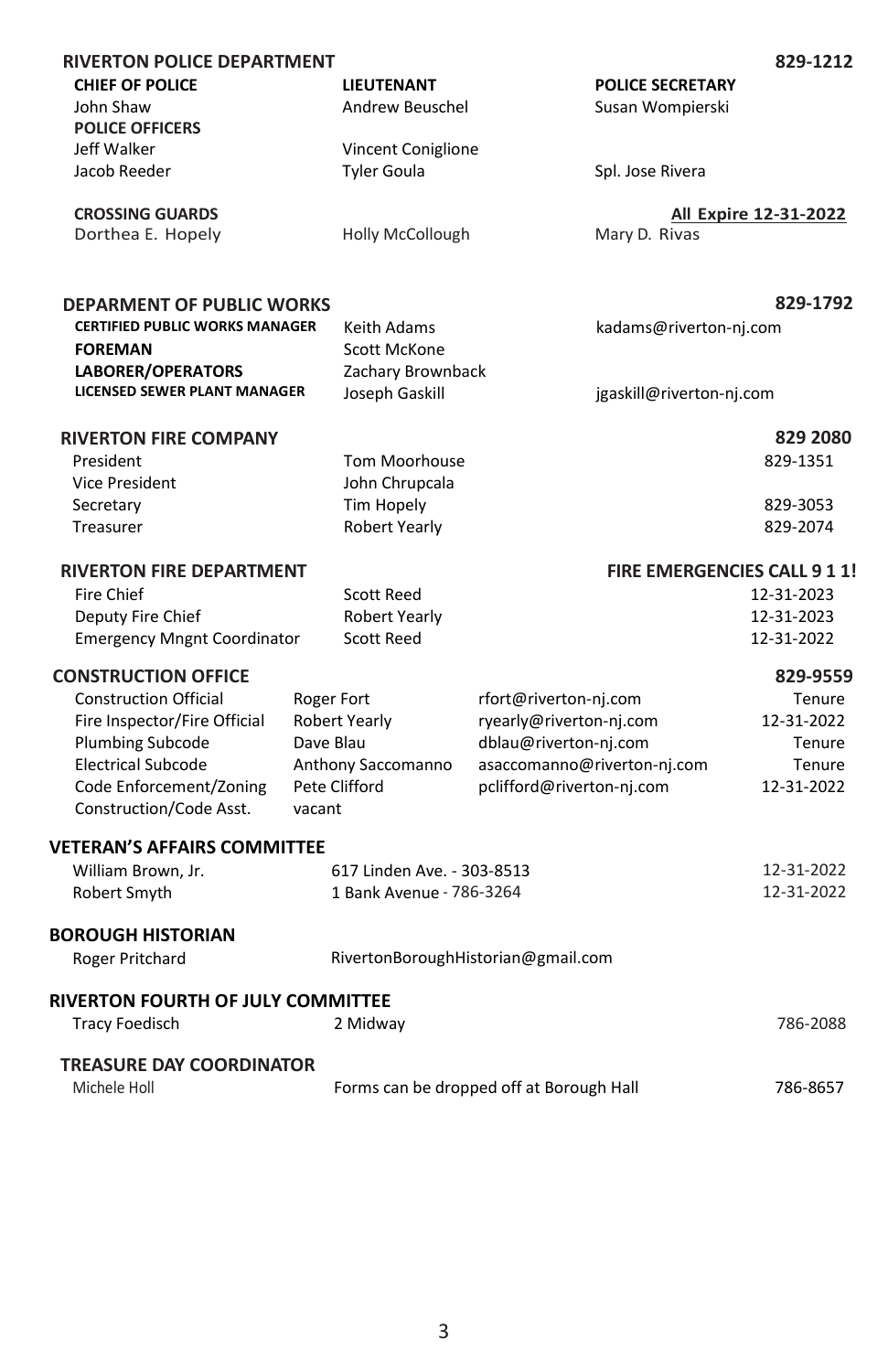## RIVERTON POLICE DEPARTMENT — 829-1212

| CHIEF OF POLICE | LIEUTENANT | POLICE SECRETARY |
|---|---|---|
| John Shaw | Andrew Beuschel | Susan Wompierski |
| **POLICE OFFICERS** | | |
| Jeff Walker | Vincent Coniglione | |
| Jacob Reeder | Tyler Goula | Spl. Jose Rivera |

| CROSSING GUARDS | | All Expire 12-31-2022 |
|---|---|---|
| Dorthea E. Hopely | Holly McCollough | Mary D. Rivas |

## DEPARMENT OF PUBLIC WORKS — 829-1792

| | | |
|---|---|---|
| **CERTIFIED PUBLIC WORKS MANAGER** | Keith Adams | kadams@riverton-nj.com |
| **FOREMAN** | Scott McKone | |
| **LABORER/OPERATORS** | Zachary Brownback | |
| **LICENSED SEWER PLANT MANAGER** | Joseph Gaskill | jgaskill@riverton-nj.com |

## RIVERTON FIRE COMPANY — 829 2080

| | | |
|---|---|---|
| President | Tom Moorhouse | 829-1351 |
| Vice President | John Chrupcala | |
| Secretary | Tim Hopely | 829-3053 |
| Treasurer | Robert Yearly | 829-2074 |

## RIVERTON FIRE DEPARTMENT — FIRE EMERGENCIES CALL 9 1 1!

| | | |
|---|---|---|
| Fire Chief | Scott Reed | 12-31-2023 |
| Deputy Fire Chief | Robert Yearly | 12-31-2023 |
| Emergency Mngnt Coordinator | Scott Reed | 12-31-2022 |

## CONSTRUCTION OFFICE — 829-9559

| | | | |
|---|---|---|---|
| Construction Official | Roger Fort | rfort@riverton-nj.com | Tenure |
| Fire Inspector/Fire Official | Robert Yearly | ryearly@riverton-nj.com | 12-31-2022 |
| Plumbing Subcode | Dave Blau | dblau@riverton-nj.com | Tenure |
| Electrical Subcode | Anthony Saccomanno | asaccomanno@riverton-nj.com | Tenure |
| Code Enforcement/Zoning | Pete Clifford | pclifford@riverton-nj.com | 12-31-2022 |
| Construction/Code Asst. | vacant | | |

## VETERAN'S AFFAIRS COMMITTEE

| | | |
|---|---|---|
| William Brown, Jr. | 617 Linden Ave. - 303-8513 | 12-31-2022 |
| Robert Smyth | 1 Bank Avenue - 786-3264 | 12-31-2022 |

## BOROUGH HISTORIAN

Roger Pritchard — RivertonBoroughHistorian@gmail.com

## RIVERTON FOURTH OF JULY COMMITTEE

Tracy Foedisch — 2 Midway — 786-2088

## TREASURE DAY COORDINATOR

Michele Holl — Forms can be dropped off at Borough Hall — 786-8657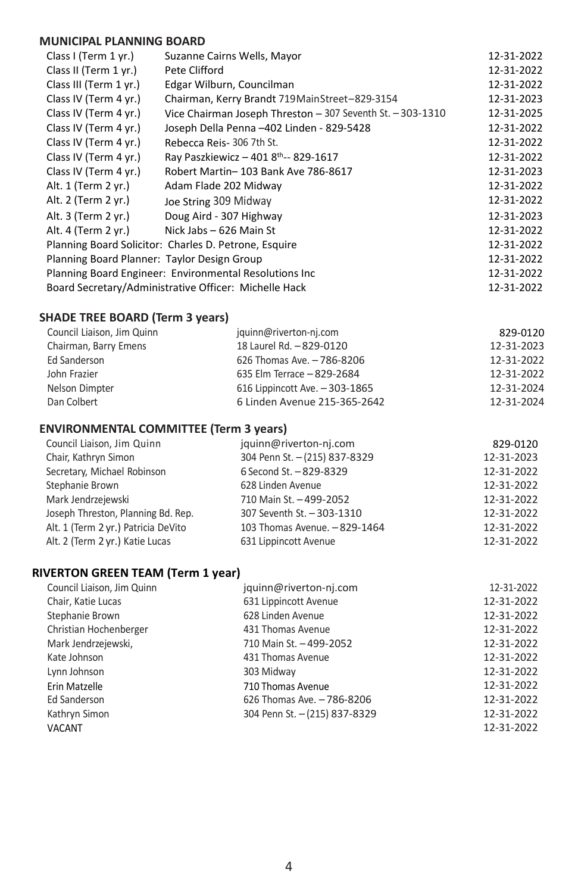## MUNICIPAL PLANNING BOARD

| | | |
|---|---|---|
| Class I (Term 1 yr.) | Suzanne Cairns Wells, Mayor | 12-31-2022 |
| Class II (Term 1 yr.) | Pete Clifford | 12-31-2022 |
| Class III (Term 1 yr.) | Edgar Wilburn, Councilman | 12-31-2022 |
| Class IV (Term 4 yr.) | Chairman, Kerry Brandt 719MainStreet–829-3154 | 12-31-2023 |
| Class IV (Term 4 yr.) | Vice Chairman Joseph Threston – 307 Seventh St. – 303-1310 | 12-31-2025 |
| Class IV (Term 4 yr.) | Joseph Della Penna –402 Linden - 829-5428 | 12-31-2022 |
| Class IV (Term 4 yr.) | Rebecca Reis- 306 7th St. | 12-31-2022 |
| Class IV (Term 4 yr.) | Ray Paszkiewicz – 401 8th-- 829-1617 | 12-31-2022 |
| Class IV (Term 4 yr.) | Robert Martin– 103 Bank Ave 786-8617 | 12-31-2023 |
| Alt. 1 (Term 2 yr.) | Adam Flade 202 Midway | 12-31-2022 |
| Alt. 2 (Term 2 yr.) | Joe String 309 Midway | 12-31-2022 |
| Alt. 3 (Term 2 yr.) | Doug Aird - 307 Highway | 12-31-2023 |
| Alt. 4 (Term 2 yr.) | Nick Jabs – 626 Main St | 12-31-2022 |
| Planning Board Solicitor: Charles D. Petrone, Esquire | | 12-31-2022 |
| Planning Board Planner: Taylor Design Group | | 12-31-2022 |
| Planning Board Engineer: Environmental Resolutions Inc | | 12-31-2022 |
| Board Secretary/Administrative Officer: Michelle Hack | | 12-31-2022 |

## SHADE TREE BOARD (Term 3 years)

| | | |
|---|---|---|
| Council Liaison, Jim Quinn | jquinn@riverton-nj.com | 829-0120 |
| Chairman, Barry Emens | 18 Laurel Rd. – 829-0120 | 12-31-2023 |
| Ed Sanderson | 626 Thomas Ave. – 786-8206 | 12-31-2022 |
| John Frazier | 635 Elm Terrace – 829-2684 | 12-31-2022 |
| Nelson Dimpter | 616 Lippincott Ave. – 303-1865 | 12-31-2024 |
| Dan Colbert | 6 Linden Avenue 215-365-2642 | 12-31-2024 |

## ENVIRONMENTAL COMMITTEE (Term 3 years)

| | | |
|---|---|---|
| Council Liaison, Jim Quinn | jquinn@riverton-nj.com | 829-0120 |
| Chair, Kathryn Simon | 304 Penn St. – (215) 837-8329 | 12-31-2023 |
| Secretary, Michael Robinson | 6 Second St. – 829-8329 | 12-31-2022 |
| Stephanie Brown | 628 Linden Avenue | 12-31-2022 |
| Mark Jendrzejewski | 710 Main St. – 499-2052 | 12-31-2022 |
| Joseph Threston, Planning Bd. Rep. | 307 Seventh St. – 303-1310 | 12-31-2022 |
| Alt. 1 (Term 2 yr.) Patricia DeVito | 103 Thomas Avenue. – 829-1464 | 12-31-2022 |
| Alt. 2 (Term 2 yr.) Katie Lucas | 631 Lippincott Avenue | 12-31-2022 |

## RIVERTON GREEN TEAM (Term 1 year)

| | | |
|---|---|---|
| Council Liaison, Jim Quinn | jquinn@riverton-nj.com | 12-31-2022 |
| Chair, Katie Lucas | 631 Lippincott Avenue | 12-31-2022 |
| Stephanie Brown | 628 Linden Avenue | 12-31-2022 |
| Christian Hochenberger | 431 Thomas Avenue | 12-31-2022 |
| Mark Jendrzejewski, | 710 Main St. – 499-2052 | 12-31-2022 |
| Kate Johnson | 431 Thomas Avenue | 12-31-2022 |
| Lynn Johnson | 303 Midway | 12-31-2022 |
| Erin Matzelle | 710 Thomas Avenue | 12-31-2022 |
| Ed Sanderson | 626 Thomas Ave. – 786-8206 | 12-31-2022 |
| Kathryn Simon | 304 Penn St. – (215) 837-8329 | 12-31-2022 |
| VACANT | | 12-31-2022 |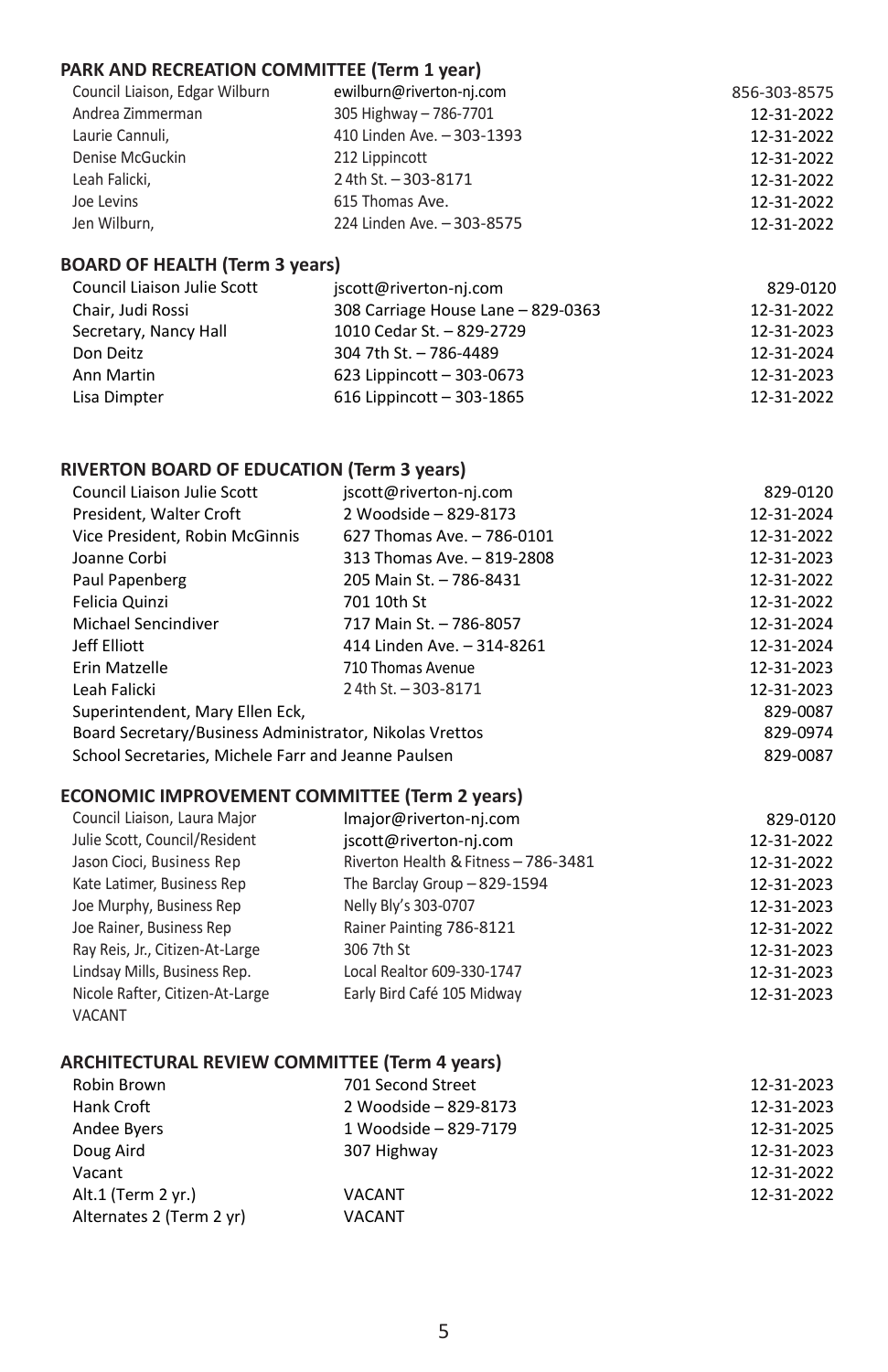## PARK AND RECREATION COMMITTEE (Term 1 year)

| | | |
|---|---|---|
| Council Liaison, Edgar Wilburn | ewilburn@riverton-nj.com | 856-303-8575 |
| Andrea Zimmerman | 305 Highway – 786-7701 | 12-31-2022 |
| Laurie Cannuli, | 410 Linden Ave. – 303-1393 | 12-31-2022 |
| Denise McGuckin | 212 Lippincott | 12-31-2022 |
| Leah Falicki, | 2 4th St. – 303-8171 | 12-31-2022 |
| Joe Levins | 615 Thomas Ave. | 12-31-2022 |
| Jen Wilburn, | 224 Linden Ave. – 303-8575 | 12-31-2022 |

## BOARD OF HEALTH (Term 3 years)

| | | |
|---|---|---|
| Council Liaison Julie Scott | jscott@riverton-nj.com | 829-0120 |
| Chair, Judi Rossi | 308 Carriage House Lane – 829-0363 | 12-31-2022 |
| Secretary, Nancy Hall | 1010 Cedar St. – 829-2729 | 12-31-2023 |
| Don Deitz | 304 7th St. – 786-4489 | 12-31-2024 |
| Ann Martin | 623 Lippincott – 303-0673 | 12-31-2023 |
| Lisa Dimpter | 616 Lippincott – 303-1865 | 12-31-2022 |

## RIVERTON BOARD OF EDUCATION (Term 3 years)

| | | |
|---|---|---|
| Council Liaison Julie Scott | jscott@riverton-nj.com | 829-0120 |
| President, Walter Croft | 2 Woodside – 829-8173 | 12-31-2024 |
| Vice President, Robin McGinnis | 627 Thomas Ave. – 786-0101 | 12-31-2022 |
| Joanne Corbi | 313 Thomas Ave. – 819-2808 | 12-31-2023 |
| Paul Papenberg | 205 Main St. – 786-8431 | 12-31-2022 |
| Felicia Quinzi | 701 10th St | 12-31-2022 |
| Michael Sencindiver | 717 Main St. – 786-8057 | 12-31-2024 |
| Jeff Elliott | 414 Linden Ave. – 314-8261 | 12-31-2024 |
| Erin Matzelle | 710 Thomas Avenue | 12-31-2023 |
| Leah Falicki | 2 4th St. – 303-8171 | 12-31-2023 |
| Superintendent, Mary Ellen Eck, | | 829-0087 |
| Board Secretary/Business Administrator, Nikolas Vrettos | | 829-0974 |
| School Secretaries, Michele Farr and Jeanne Paulsen | | 829-0087 |

## ECONOMIC IMPROVEMENT COMMITTEE (Term 2 years)

| | | |
|---|---|---|
| Council Liaison, Laura Major | lmajor@riverton-nj.com | 829-0120 |
| Julie Scott, Council/Resident | jscott@riverton-nj.com | 12-31-2022 |
| Jason Cioci, Business Rep | Riverton Health & Fitness – 786-3481 | 12-31-2022 |
| Kate Latimer, Business Rep | The Barclay Group – 829-1594 | 12-31-2023 |
| Joe Murphy, Business Rep | Nelly Bly's 303-0707 | 12-31-2023 |
| Joe Rainer, Business Rep | Rainer Painting 786-8121 | 12-31-2022 |
| Ray Reis, Jr., Citizen-At-Large | 306 7th St | 12-31-2023 |
| Lindsay Mills, Business Rep. | Local Realtor 609-330-1747 | 12-31-2023 |
| Nicole Rafter, Citizen-At-Large | Early Bird Café 105 Midway | 12-31-2023 |
| VACANT | | |

## ARCHITECTURAL REVIEW COMMITTEE (Term 4 years)

| | | |
|---|---|---|
| Robin Brown | 701 Second Street | 12-31-2023 |
| Hank Croft | 2 Woodside – 829-8173 | 12-31-2023 |
| Andee Byers | 1 Woodside – 829-7179 | 12-31-2025 |
| Doug Aird | 307 Highway | 12-31-2023 |
| Vacant | | 12-31-2022 |
| Alt.1 (Term 2 yr.) | VACANT | 12-31-2022 |
| Alternates 2 (Term 2 yr) | VACANT | |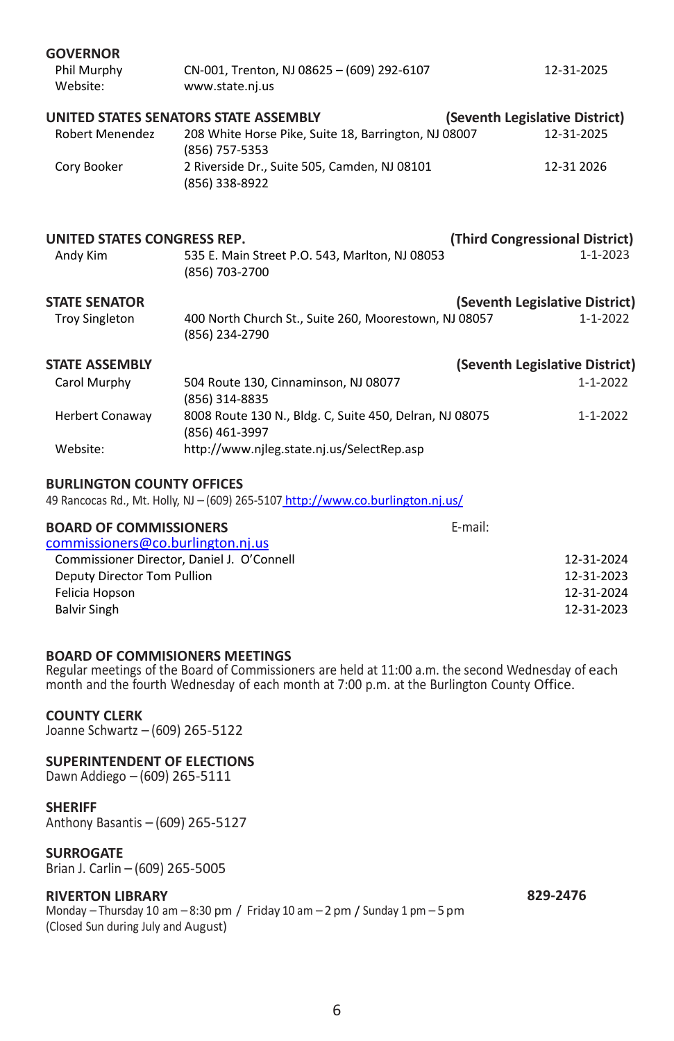## GOVERNOR

| | | |
|---|---|---|
| Phil Murphy | CN-001, Trenton, NJ 08625 – (609) 292-6107 | 12-31-2025 |
| Website: | www.state.nj.us | |

## UNITED STATES SENATORS STATE ASSEMBLY (Seventh Legislative District)

| | | |
|---|---|---|
| Robert Menendez | 208 White Horse Pike, Suite 18, Barrington, NJ 08007<br>(856) 757-5353 | 12-31-2025 |
| Cory Booker | 2 Riverside Dr., Suite 505, Camden, NJ 08101<br>(856) 338-8922 | 12-31 2026 |

## UNITED STATES CONGRESS REP. (Third Congressional District)

| | | |
|---|---|---|
| Andy Kim | 535 E. Main Street P.O. 543, Marlton, NJ 08053<br>(856) 703-2700 | 1-1-2023 |

## STATE SENATOR (Seventh Legislative District)

| | | |
|---|---|---|
| Troy Singleton | 400 North Church St., Suite 260, Moorestown, NJ 08057<br>(856) 234-2790 | 1-1-2022 |

## STATE ASSEMBLY (Seventh Legislative District)

| | | |
|---|---|---|
| Carol Murphy | 504 Route 130, Cinnaminson, NJ 08077<br>(856) 314-8835 | 1-1-2022 |
| Herbert Conaway | 8008 Route 130 N., Bldg. C, Suite 450, Delran, NJ 08075<br>(856) 461-3997 | 1-1-2022 |
| Website: | http://www.njleg.state.nj.us/SelectRep.asp | |

## BURLINGTON COUNTY OFFICES

49 Rancocas Rd., Mt. Holly, NJ – (609) 265-5107 http://www.co.burlington.nj.us/

## BOARD OF COMMISSIONERS

E-mail: commissioners@co.burlington.nj.us

| | |
|---|---|
| Commissioner Director, Daniel J. O'Connell | 12-31-2024 |
| Deputy Director Tom Pullion | 12-31-2023 |
| Felicia Hopson | 12-31-2024 |
| Balvir Singh | 12-31-2023 |

## BOARD OF COMMISIONERS MEETINGS

Regular meetings of the Board of Commissioners are held at 11:00 a.m. the second Wednesday of each month and the fourth Wednesday of each month at 7:00 p.m. at the Burlington County Office.

## COUNTY CLERK

Joanne Schwartz – (609) 265-5122

## SUPERINTENDENT OF ELECTIONS

Dawn Addiego – (609) 265-5111

## SHERIFF

Anthony Basantis – (609) 265-5127

## SURROGATE

Brian J. Carlin – (609) 265-5005

## RIVERTON LIBRARY — 829-2476

Monday – Thursday 10 am – 8:30 pm / Friday 10 am – 2 pm / Sunday 1 pm – 5 pm
(Closed Sun during July and August)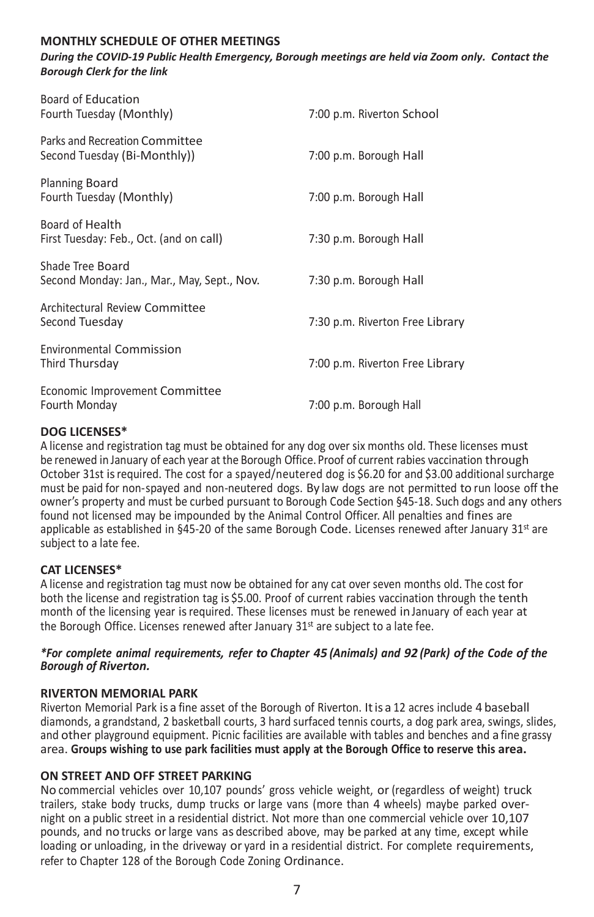## MONTHLY SCHEDULE OF OTHER MEETINGS

***During the COVID-19 Public Health Emergency, Borough meetings are held via Zoom only. Contact the Borough Clerk for the link***

| Meeting | Time and Location |
| --- | --- |
| Board of Education<br>Fourth Tuesday (Monthly) | 7:00 p.m. Riverton School |
| Parks and Recreation Committee<br>Second Tuesday (Bi-Monthly)) | 7:00 p.m. Borough Hall |
| Planning Board<br>Fourth Tuesday (Monthly) | 7:00 p.m. Borough Hall |
| Board of Health<br>First Tuesday: Feb., Oct. (and on call) | 7:30 p.m. Borough Hall |
| Shade Tree Board<br>Second Monday: Jan., Mar., May, Sept., Nov. | 7:30 p.m. Borough Hall |
| Architectural Review Committee<br>Second Tuesday | 7:30 p.m. Riverton Free Library |
| Environmental Commission<br>Third Thursday | 7:00 p.m. Riverton Free Library |
| Economic Improvement Committee<br>Fourth Monday | 7:00 p.m. Borough Hall |

## DOG LICENSES*

A license and registration tag must be obtained for any dog over six months old. These licenses must be renewed in January of each year at the Borough Office. Proof of current rabies vaccination through October 31st is required. The cost for a spayed/neutered dog is $6.20 for and $3.00 additional surcharge must be paid for non-spayed and non-neutered dogs. By law dogs are not permitted to run loose off the owner's property and must be curbed pursuant to Borough Code Section §45-18. Such dogs and any others found not licensed may be impounded by the Animal Control Officer. All penalties and fines are applicable as established in §45-20 of the same Borough Code. Licenses renewed after January 31st are subject to a late fee.

## CAT LICENSES*

A license and registration tag must now be obtained for any cat over seven months old. The cost for both the license and registration tag is $5.00. Proof of current rabies vaccination through the tenth month of the licensing year is required. These licenses must be renewed in January of each year at the Borough Office. Licenses renewed after January 31st are subject to a late fee.

***For complete animal requirements, refer to Chapter 45 (Animals) and 92 (Park) of the Code of the Borough of Riverton.***

## RIVERTON MEMORIAL PARK

Riverton Memorial Park is a fine asset of the Borough of Riverton. It is a 12 acres include 4 baseball diamonds, a grandstand, 2 basketball courts, 3 hard surfaced tennis courts, a dog park area, swings, slides, and other playground equipment. Picnic facilities are available with tables and benches and a fine grassy area. **Groups wishing to use park facilities must apply at the Borough Office to reserve this area.**

## ON STREET AND OFF STREET PARKING

No commercial vehicles over 10,107 pounds' gross vehicle weight, or (regardless of weight) truck trailers, stake body trucks, dump trucks or large vans (more than 4 wheels) maybe parked over-night on a public street in a residential district. Not more than one commercial vehicle over 10,107 pounds, and no trucks or large vans as described above, may be parked at any time, except while loading or unloading, in the driveway or yard in a residential district. For complete requirements, refer to Chapter 128 of the Borough Code Zoning Ordinance.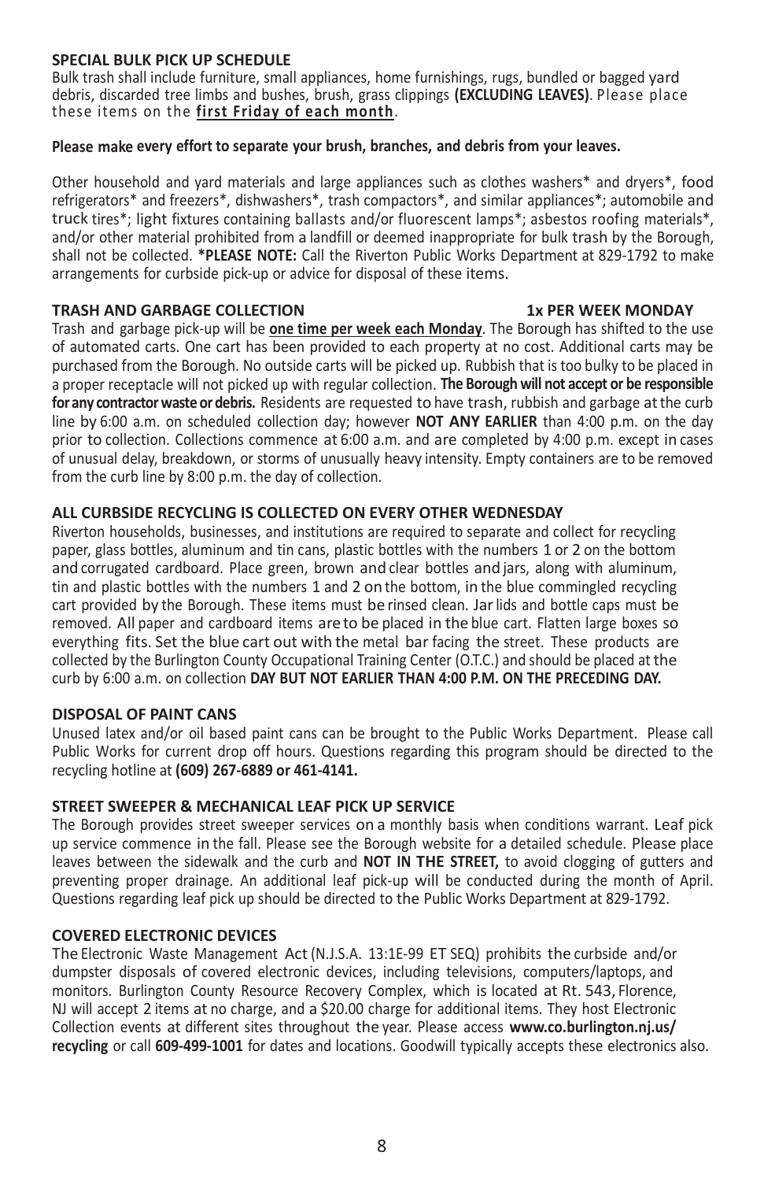### SPECIAL BULK PICK UP SCHEDULE

Bulk trash shall include furniture, small appliances, home furnishings, rugs, bundled or bagged yard debris, discarded tree limbs and bushes, brush, grass clippings **(EXCLUDING LEAVES)**. Please place these items on the **first Friday of each month**.

**Please make every effort to separate your brush, branches, and debris from your leaves.**

Other household and yard materials and large appliances such as clothes washers* and dryers*, food refrigerators* and freezers*, dishwashers*, trash compactors*, and similar appliances*; automobile and truck tires*; light fixtures containing ballasts and/or fluorescent lamps*; asbestos roofing materials*, and/or other material prohibited from a landfill or deemed inappropriate for bulk trash by the Borough, shall not be collected. ***PLEASE NOTE:** Call the Riverton Public Works Department at 829-1792 to make arrangements for curbside pick-up or advice for disposal of these items.

### TRASH AND GARBAGE COLLECTION — 1x PER WEEK MONDAY

Trash and garbage pick-up will be **one time per week each Monday**. The Borough has shifted to the use of automated carts. One cart has been provided to each property at no cost. Additional carts may be purchased from the Borough. No outside carts will be picked up. Rubbish that is too bulky to be placed in a proper receptacle will not picked up with regular collection. **The Borough will not accept or be responsible for any contractor waste or debris.** Residents are requested to have trash, rubbish and garbage at the curb line by 6:00 a.m. on scheduled collection day; however **NOT ANY EARLIER** than 4:00 p.m. on the day prior to collection. Collections commence at 6:00 a.m. and are completed by 4:00 p.m. except in cases of unusual delay, breakdown, or storms of unusually heavy intensity. Empty containers are to be removed from the curb line by 8:00 p.m. the day of collection.

### ALL CURBSIDE RECYCLING IS COLLECTED ON EVERY OTHER WEDNESDAY

Riverton households, businesses, and institutions are required to separate and collect for recycling paper, glass bottles, aluminum and tin cans, plastic bottles with the numbers 1 or 2 on the bottom and corrugated cardboard. Place green, brown and clear bottles and jars, along with aluminum, tin and plastic bottles with the numbers 1 and 2 on the bottom, in the blue commingled recycling cart provided by the Borough. These items must be rinsed clean. Jar lids and bottle caps must be removed. All paper and cardboard items are to be placed in the blue cart. Flatten large boxes so everything fits. Set the blue cart out with the metal bar facing the street. These products are collected by the Burlington County Occupational Training Center (O.T.C.) and should be placed at the curb by 6:00 a.m. on collection **DAY BUT NOT EARLIER THAN 4:00 P.M. ON THE PRECEDING DAY.**

### DISPOSAL OF PAINT CANS

Unused latex and/or oil based paint cans can be brought to the Public Works Department. Please call Public Works for current drop off hours. Questions regarding this program should be directed to the recycling hotline at **(609) 267-6889 or 461-4141.**

### STREET SWEEPER & MECHANICAL LEAF PICK UP SERVICE

The Borough provides street sweeper services on a monthly basis when conditions warrant. Leaf pick up service commence in the fall. Please see the Borough website for a detailed schedule. Please place leaves between the sidewalk and the curb and **NOT IN THE STREET,** to avoid clogging of gutters and preventing proper drainage. An additional leaf pick-up will be conducted during the month of April. Questions regarding leaf pick up should be directed to the Public Works Department at 829-1792.

### COVERED ELECTRONIC DEVICES

The Electronic Waste Management Act (N.J.S.A. 13:1E-99 ET SEQ) prohibits the curbside and/or dumpster disposals of covered electronic devices, including televisions, computers/laptops, and monitors. Burlington County Resource Recovery Complex, which is located at Rt. 543, Florence, NJ will accept 2 items at no charge, and a $20.00 charge for additional items. They host Electronic Collection events at different sites throughout the year. Please access **www.co.burlington.nj.us/recycling** or call **609-499-1001** for dates and locations. Goodwill typically accepts these electronics also.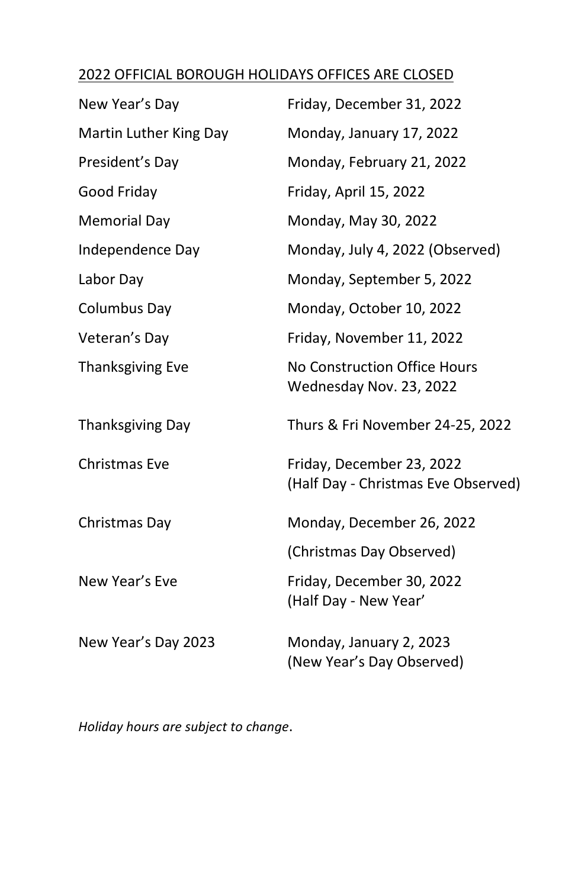## 2022 OFFICIAL BOROUGH HOLIDAYS OFFICES ARE CLOSED

| | |
|---|---|
| New Year's Day | Friday, December 31, 2022 |
| Martin Luther King Day | Monday, January 17, 2022 |
| President's Day | Monday, February 21, 2022 |
| Good Friday | Friday, April 15, 2022 |
| Memorial Day | Monday, May 30, 2022 |
| Independence Day | Monday, July 4, 2022 (Observed) |
| Labor Day | Monday, September 5, 2022 |
| Columbus Day | Monday, October 10, 2022 |
| Veteran's Day | Friday, November 11, 2022 |
| Thanksgiving Eve | No Construction Office Hours Wednesday Nov. 23, 2022 |
| Thanksgiving Day | Thurs & Fri November 24-25, 2022 |
| Christmas Eve | Friday, December 23, 2022 (Half Day - Christmas Eve Observed) |
| Christmas Day | Monday, December 26, 2022 (Christmas Day Observed) |
| New Year's Eve | Friday, December 30, 2022 (Half Day - New Year' |
| New Year's Day 2023 | Monday, January 2, 2023 (New Year's Day Observed) |

*Holiday hours are subject to change*.